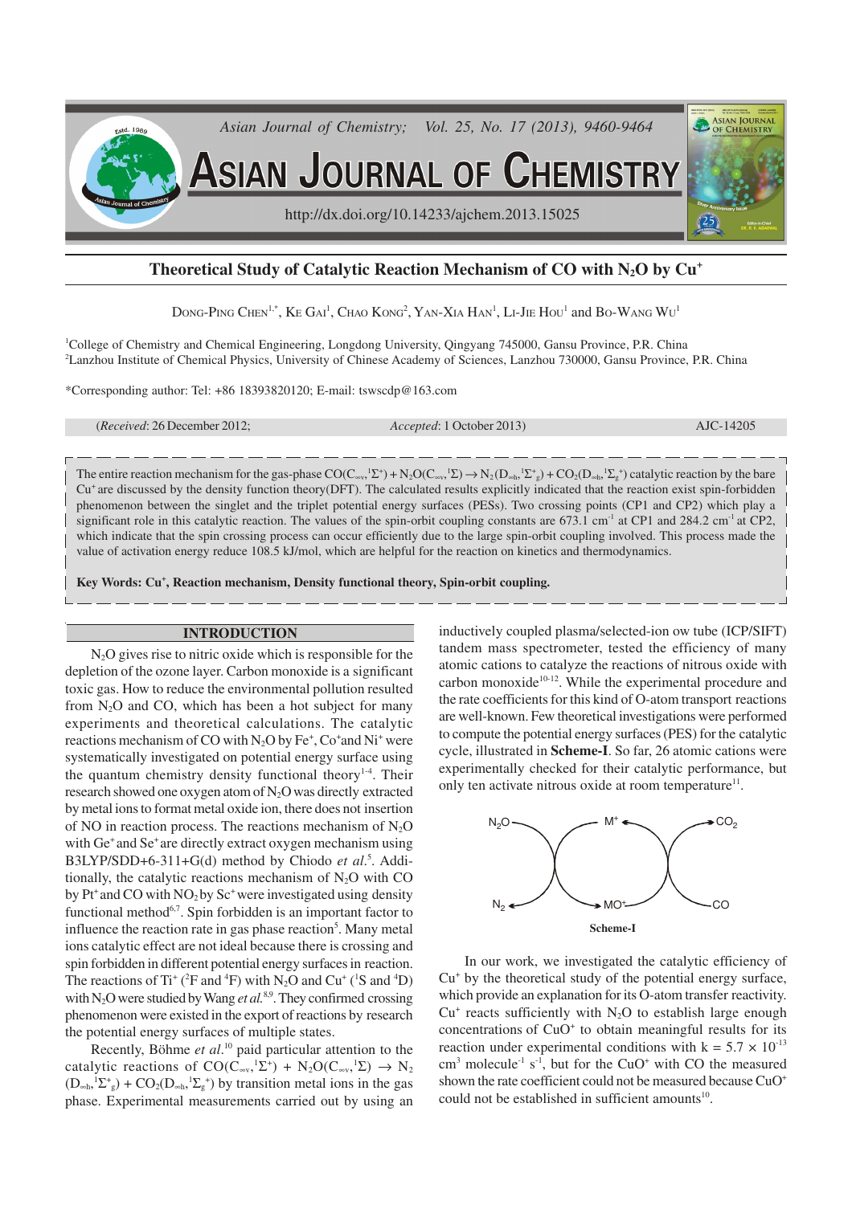# Theoretical Study of Catalytic Reaction Mechanism of CO with $N_2O$ by $Cu^+$

Dong-Ping Chen[1,*], Ke Gai[1], Chao Kong[2], Yan-Xia Han[1], Li-Jie Hou[1] and Bo-Wang Wu[1]

[1]College of Chemistry and Chemical Engineering, Longdong University, Qingyang 745000, Gansu Province, P.R. China
[2]Lanzhou Institute of Chemical Physics, University of Chinese Academy of Sciences, Lanzhou 730000, Gansu Province, P.R. China

*Corresponding author: Tel: +86 18393820120; E-mail: tswscdp@163.com

(*Received*: 26 December 2012; *Accepted*: 1 October 2013) AJC-14205

The entire reaction mechanism for the gas-phase $CO(C_{\infty v},{}^1\Sigma^+) + N_2O(C_{\infty v},{}^1\Sigma) \rightarrow N_2(D_{\infty h},{}^1\Sigma^+_g) + CO_2(D_{\infty h},{}^1\Sigma_g^+)$ catalytic reaction by the bare $Cu^+$ are discussed by the density function theory(DFT). The calculated results explicitly indicated that the reaction exist spin-forbidden phenomenon between the singlet and the triplet potential energy surfaces (PESs). Two crossing points (CP1 and CP2) which play a significant role in this catalytic reaction. The values of the spin-orbit coupling constants are 673.1 $cm^{-1}$ at CP1 and 284.2 $cm^{-1}$ at CP2, which indicate that the spin crossing process can occur efficiently due to the large spin-orbit coupling involved. This process made the value of activation energy reduce 108.5 kJ/mol, which are helpful for the reaction on kinetics and thermodynamics.

**Key Words: $Cu^+$, Reaction mechanism, Density functional theory, Spin-orbit coupling.**

## INTRODUCTION

$N_2O$ gives rise to nitric oxide which is responsible for the depletion of the ozone layer. Carbon monoxide is a significant toxic gas. How to reduce the environmental pollution resulted from $N_2O$ and CO, which has been a hot subject for many experiments and theoretical calculations. The catalytic reactions mechanism of CO with $N_2O$ by $Fe^+$, $Co^+$and $Ni^+$ were systematically investigated on potential energy surface using the quantum chemistry density functional theory[1-4]. Their research showed one oxygen atom of $N_2O$ was directly extracted by metal ions to format metal oxide ion, there does not insertion of NO in reaction process. The reactions mechanism of $N_2O$ with $Ge^+$ and $Se^+$ are directly extract oxygen mechanism using B3LYP/SDD+6-311+G(d) method by Chiodo *et al.*[5]. Additionally, the catalytic reactions mechanism of $N_2O$ with CO by $Pt^+$ and CO with $NO_2$ by $Sc^+$ were investigated using density functional method[6,7]. Spin forbidden is an important factor to influence the reaction rate in gas phase reaction[5]. Many metal ions catalytic effect are not ideal because there is crossing and spin forbidden in different potential energy surfaces in reaction. The reactions of $Ti^+$ ($^2F$ and $^4F$) with $N_2O$ and $Cu^+$ ($^1S$ and $^4D$) with $N_2O$ were studied by Wang *et al.*[8,9]. They confirmed crossing phenomenon were existed in the export of reactions by research the potential energy surfaces of multiple states.

Recently, Böhme *et al.*[10] paid particular attention to the catalytic reactions of $CO(C_{\infty v},{}^1\Sigma^+) + N_2O(C_{\infty v},{}^1\Sigma) \rightarrow N_2(D_{\infty h},{}^1\Sigma^+_g) + CO_2(D_{\infty h},{}^1\Sigma_g^+)$ by transition metal ions in the gas phase. Experimental measurements carried out by using an inductively coupled plasma/selected-ion ow tube (ICP/SIFT) tandem mass spectrometer, tested the efficiency of many atomic cations to catalyze the reactions of nitrous oxide with carbon monoxide[10-12]. While the experimental procedure and the rate coefficients for this kind of O-atom transport reactions are well-known. Few theoretical investigations were performed to compute the potential energy surfaces (PES) for the catalytic cycle, illustrated in **Scheme-I**. So far, 26 atomic cations were experimentally checked for their catalytic performance, but only ten activate nitrous oxide at room temperature[11].

**Scheme-I**

In our work, we investigated the catalytic efficiency of $Cu^+$ by the theoretical study of the potential energy surface, which provide an explanation for its O-atom transfer reactivity. $Cu^+$ reacts sufficiently with $N_2O$ to establish large enough concentrations of $CuO^+$ to obtain meaningful results for its reaction under experimental conditions with $k = 5.7 \times 10^{-13}$ $cm^3$ $molecule^{-1}$ $s^{-1}$, but for the $CuO^+$ with CO the measured shown the rate coefficient could not be measured because $CuO^+$ could not be established in sufficient amounts[10].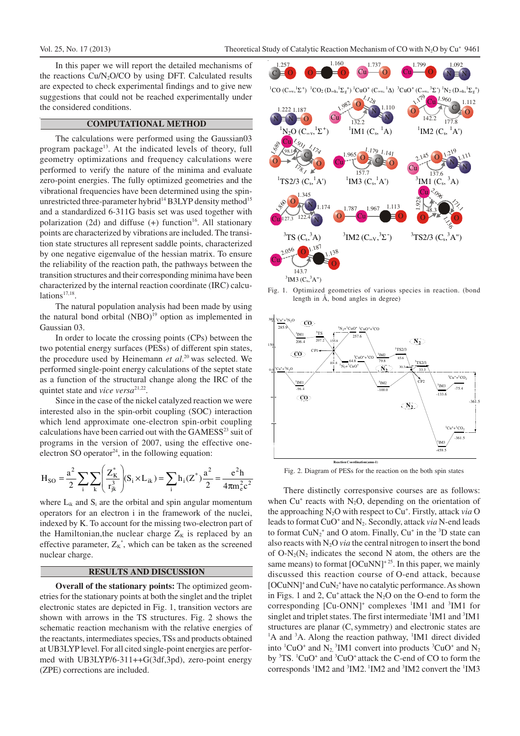In this paper we will report the detailed mechanisms of the reactions $Cu/N_2O/CO$ by using DFT. Calculated results are expected to check experimental findings and to give new suggestions that could not be reached experimentally under the considered conditions.

## COMPUTATIONAL METHOD

The calculations were performed using the Gaussian03 program package[13]. At the indicated levels of theory, full geometry optimizations and frequency calculations were performed to verify the nature of the minima and evaluate zero-point energies. The fully optimized geometries and the vibrational frequencies have been determined using the spin-unrestricted three-parameter hybrid[14] B3LYP density method[15] and a standardized 6-311G basis set was used together with polarization (2d) and diffuse (+) function[16]. All stationary points are characterized by vibrations are included. The transition state structures all represent saddle points, characterized by one negative eigenvalue of the hessian matrix. To ensure the reliability of the reaction path, the pathways between the transition structures and their corresponding minima have been characterized by the internal reaction coordinate (IRC) calculations[17,18].

The natural population analysis had been made by using the natural bond orbital (NBO)[19] option as implemented in Gaussian 03.

In order to locate the crossing points (CPs) between the two potential energy surfaces (PESs) of different spin states, the procedure used by Heinemann *et al.*[20] was selected. We performed single-point energy calculations of the septet state as a function of the structural change along the IRC of the quintet state and *vice versa*[21,22].

Since in the case of the nickel catalyzed reaction we were interested also in the spin-orbit coupling (SOC) interaction which lend approximate one-electron spin-orbit coupling calculations have been carried out with the GAMESS[23] suit of programs in the version of 2007, using the effective one-electron SO operator[24], in the following equation:

$$H_{SO} = \frac{a^2}{2}\sum_i\sum_k\left(\frac{Z_K^*}{r_{jk}^3}\right)(S_i \times L_{ik}) = \sum_i h_i(Z^*)\frac{a^2}{2} = \frac{e^2h}{4\pi m_e^2c^2}$$

where $L_{ik}$ and $S_i$ are the orbital and spin angular momentum operators for an electron i in the framework of the nuclei, indexed by K. To account for the missing two-electron part of the Hamiltonian, the nuclear charge $Z_K$ is replaced by an effective parameter, $Z_K^*$, which can be taken as the screened nuclear charge.

## RESULTS AND DISCUSSION

**Overall of the stationary points:** The optimized geometries for the stationary points at both the singlet and the triplet electronic states are depicted in Fig. 1, transition vectors are shown with arrows in the TS structures. Fig. 2 shows the schematic reaction mechanism with the relative energies of the reactants, intermediates species, TSs and products obtained at UB3LYP level. For all cited single-point energies are performed with UB3LYP/6-311++G(3df,3pd), zero-point energy (ZPE) corrections are included.

Fig. 1. Optimized geometries of various species in reaction. (bond length in Å, bond angles in degree)

Fig. 2. Diagram of PESs for the reaction on the both spin states

There distinctly corresponsive courses are as follows: when $Cu^+$ reacts with $N_2O$, depending on the orientation of the approaching $N_2O$ with respect to $Cu^+$. Firstly, attack *via* O leads to format $CuO^+$ and $N_2$. Secondly, attack *via* N-end leads to format $CuN_2^+$ and O atom. Finally, $Cu^+$ in the $^3D$ state can also reacts with $N_2O$ *via* the central nitrogen to insert the bond of $O-N_2$($N_2$ indicates the second N atom, the others are the same means) to format $[OCuNN]^+$[25]. In this paper, we mainly discussed this reaction course of O-end attack, because $[OCuNN]^+$ and $CuN_2^+$ have no catalytic performance. As shown in Figs. 1 and 2, $Cu^+$ attack the $N_2O$ on the O-end to form the corresponding $[Cu-ONN]^+$ complexes $^1$IM1 and $^3$IM1 for singlet and triplet states. The first intermediate $^1$IM1 and $^3$IM1 structures are planar ($C_s$ symmetry) and electronic states are $^1$A and $^3$A. Along the reaction pathway, $^1$IM1 direct divided into $^1CuO^+$ and $N_2$. $^3$IM1 convert into products $^3CuO^+$ and $N_2$ by $^3$TS. $^1CuO^+$ and $^3CuO^+$ attack the C-end of CO to form the corresponds $^1$IM2 and $^3$IM2. $^1$IM2 and $^3$IM2 convert the $^1$IM3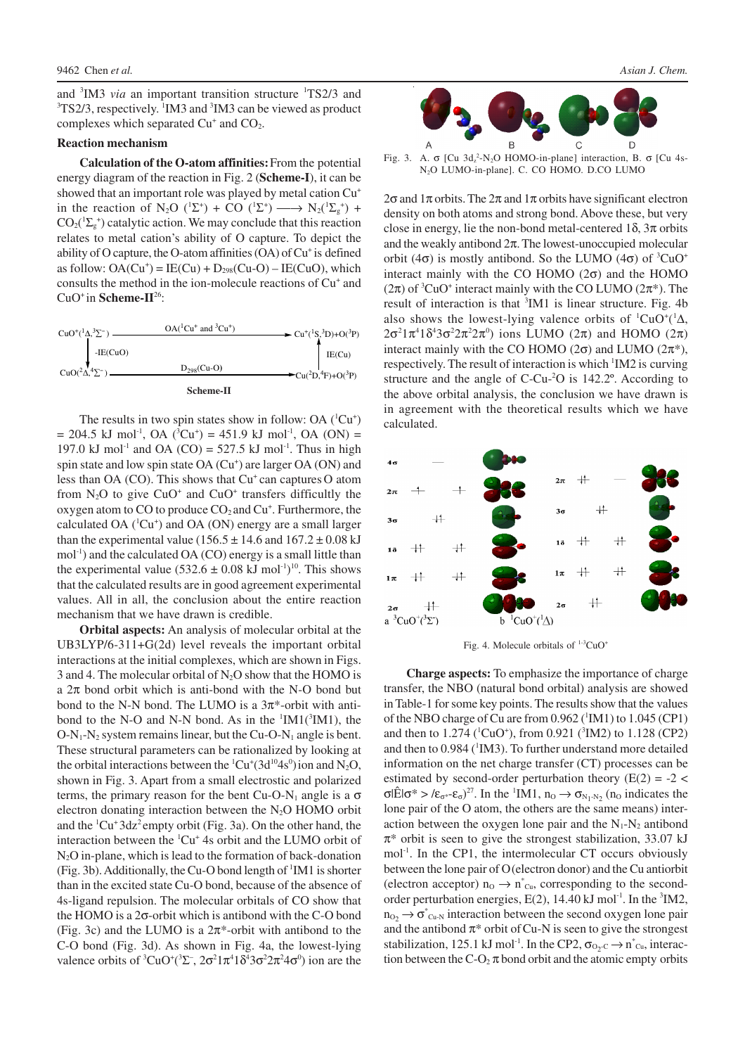and $^3$IM3 *via* an important transition structure $^1$TS2/3 and $^3$TS2/3, respectively. $^1$IM3 and $^3$IM3 can be viewed as product complexes which separated $Cu^+$ and $CO_2$.

**Reaction mechanism**

**Calculation of the O-atom affinities:** From the potential energy diagram of the reaction in Fig. 2 (**Scheme-I**), it can be showed that an important role was played by metal cation $Cu^+$ in the reaction of $N_2O$ ($^1\Sigma^+$) + CO ($^1\Sigma^+$) ⟶ $N_2$($^1\Sigma_g^+$) + $CO_2$($^1\Sigma_g^+$) catalytic action. We may conclude that this reaction relates to metal cation's ability of O capture. To depict the ability of O capture, the O-atom affinities (OA) of $Cu^+$ is defined as follow: $OA(Cu^+) = IE(Cu) + D_{298}(Cu\text{-}O) - IE(CuO)$, which consults the method in the ion-molecule reactions of $Cu^+$ and $CuO^+$ in **Scheme-II**[26]:

$CuO^+(^1\Delta,^3\Sigma^-)$ —OA($^1Cu^+$ and $^3Cu^+$)→ $Cu^+(^1S,^3D)+O(^3P)$

$CuO^+(^1\Delta,^3\Sigma^-)$ —(-IE(CuO))→ $CuO(^2\Delta,^4\Sigma^-)$

$CuO(^2\Delta,^4\Sigma^-)$ —$D_{298}$(Cu-O)→ $Cu(^2D,^4F)+O(^3P)$

$Cu(^2D,^4F)+O(^3P)$ —IE(Cu)→ $Cu^+(^1S,^3D)+O(^3P)$

**Scheme-II**

The results in two spin states show in follow: OA ($^1Cu^+$) = 204.5 kJ mol$^{-1}$, OA ($^3Cu^+$) = 451.9 kJ mol$^{-1}$, OA (ON) = 197.0 kJ mol$^{-1}$ and OA (CO) = 527.5 kJ mol$^{-1}$. Thus in high spin state and low spin state OA ($Cu^+$) are larger OA (ON) and less than OA (CO). This shows that $Cu^+$ can captures O atom from $N_2O$ to give $CuO^+$ and $CuO^+$ transfers difficultly the oxygen atom to CO to produce $CO_2$ and $Cu^+$. Furthermore, the calculated OA ($^1Cu^+$) and OA (ON) energy are a small larger than the experimental value (156.5 ± 14.6 and 167.2 ± 0.08 kJ mol$^{-1}$) and the calculated OA (CO) energy is a small little than the experimental value (532.6 ± 0.08 kJ mol$^{-1}$)[10]. This shows that the calculated results are in good agreement experimental values. All in all, the conclusion about the entire reaction mechanism that we have drawn is credible.

**Orbital aspects:** An analysis of molecular orbital at the UB3LYP/6-311+G(2d) level reveals the important orbital interactions at the initial complexes, which are shown in Figs. 3 and 4. The molecular orbital of $N_2O$ show that the HOMO is a 2π bond orbit which is anti-bond with the N-O bond but bond to the N-N bond. The LUMO is a 3π*-orbit with anti-bond to the N-O and N-N bond. As in the $^1$IM1($^3$IM1), the O-$N_1$-$N_2$ system remains linear, but the Cu-O-$N_1$ angle is bent. These structural parameters can be rationalized by looking at the orbital interactions between the $^1Cu^+(3d^{10}4s^0)$ ion and $N_2O$, shown in Fig. 3. Apart from a small electrostic and polarized terms, the primary reason for the bent Cu-O-$N_1$ angle is a σ electron donating interaction between the $N_2O$ HOMO orbit and the $^1Cu^+\,3dz^2$ empty orbit (Fig. 3a). On the other hand, the interaction between the $^1Cu^+$ 4s orbit and the LUMO orbit of $N_2O$ in-plane, which is lead to the formation of back-donation (Fig. 3b). Additionally, the Cu-O bond length of $^1$IM1 is shorter than in the excited state Cu-O bond, because of the absence of 4s-ligand repulsion. The molecular orbitals of CO show that the HOMO is a 2σ-orbit which is antibond with the C-O bond (Fig. 3c) and the LUMO is a 2π*-orbit with antibond to the C-O bond (Fig. 3d). As shown in Fig. 4a, the lowest-lying valence orbits of $^3CuO^+$($^3\Sigma^-$, $2\sigma^2 1\pi^4 1\delta^4 3\sigma^2 2\pi^2 4\sigma^0$) ion are the 2σ and 1π orbits. The 2π and 1π orbits have significant electron density on both atoms and strong bond. Above these, but very close in energy, lie the non-bond metal-centered 1δ, 3π orbits and the weakly antibond 2π. The lowest-unoccupied molecular orbit (4σ) is mostly antibond. So the LUMO (4σ) of $^3CuO^+$ interact mainly with the CO HOMO (2σ) and the HOMO (2π) of $^3CuO^+$ interact mainly with the CO LUMO (2π*). The result of interaction is that $^3$IM1 is linear structure. Fig. 4b also shows the lowest-lying valence orbits of $^1CuO^+$($^1\Delta$, $2\sigma^2 1\pi^4 1\delta^4 3\sigma^2 2\pi^2 2\pi^0$) ions LUMO (2π) and HOMO (2π) interact mainly with the CO HOMO (2σ) and LUMO (2π*), respectively. The result of interaction is which $^1$IM2 is curving structure and the angle of C-Cu-$^2$O is 142.2º. According to the above orbital analysis, the conclusion we have drawn is in agreement with the theoretical results which we have calculated.

Fig. 3. A. σ [Cu $3d_z^2$-$N_2O$ HOMO-in-plane] interaction, B. σ [Cu 4s-$N_2O$ LUMO-in-plane]. C. CO HOMO. D.CO LUMO

Fig. 4. Molecule orbitals of $^{1\text{-}3}CuO^+$

**Charge aspects:** To emphasize the importance of charge transfer, the NBO (natural bond orbital) analysis are showed in Table-1 for some key points. The results show that the values of the NBO charge of Cu are from 0.962 ($^1$IM1) to 1.045 (CP1) and then to 1.274 ($^1CuO^+$), from 0.921 ($^3$IM2) to 1.128 (CP2) and then to 0.984 ($^1$IM3). To further understand more detailed information on the net charge transfer (CT) processes can be estimated by second-order perturbation theory ($E(2) = -2 < \sigma|\hat{E}|\sigma^* > /\varepsilon_{\sigma^*}\text{-}\varepsilon_\sigma$)[27]. In the $^1$IM1, $n_O \rightarrow \sigma_{N_1\text{-}N_2}$ ($n_O$ indicates the lone pair of the O atom, the others are the same means) interaction between the oxygen lone pair and the $N_1$-$N_2$ antibond π* orbit is seen to give the strongest stabilization, 33.07 kJ mol$^{-1}$. In the CP1, the intermolecular CT occurs obviously between the lone pair of O (electron donor) and the Cu antiorbit (electron acceptor) $n_O \rightarrow n^*_{Cu}$, corresponding to the second-order perturbation energies, E(2), 14.40 kJ mol$^{-1}$. In the $^3$IM2, $n_{O_2} \rightarrow \sigma^*_{Cu\text{-}N}$ interaction between the second oxygen lone pair and the antibond π* orbit of Cu-N is seen to give the strongest stabilization, 125.1 kJ mol$^{-1}$. In the CP2, $\sigma_{O_2\text{-}C} \rightarrow n^*_{Cu}$, interaction between the C-$O_2$ π bond orbit and the atomic empty orbits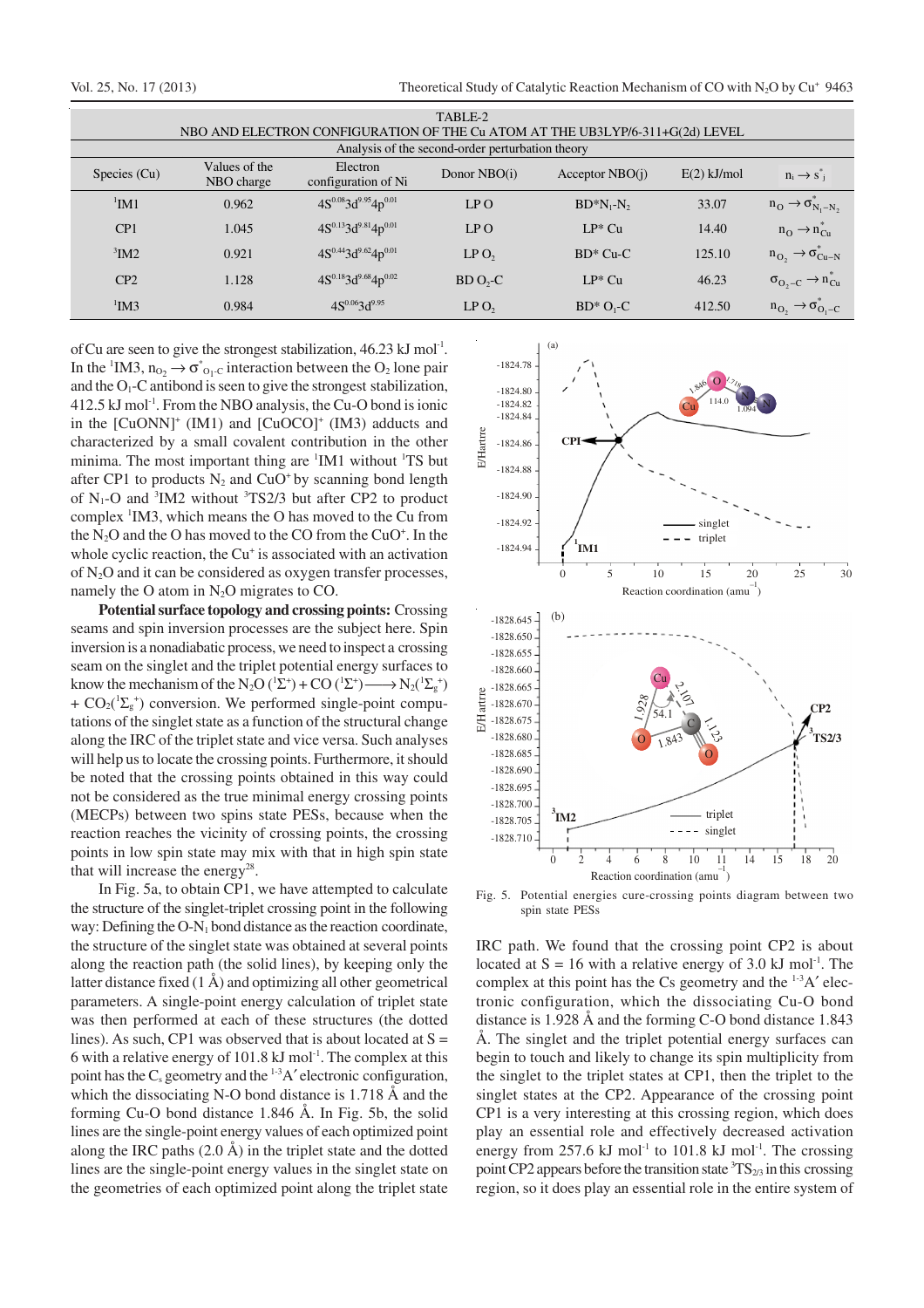TABLE-2

NBO AND ELECTRON CONFIGURATION OF THE Cu ATOM AT THE UB3LYP/6-311+G(2d) LEVEL

| Species (Cu) | Values of the NBO charge | Electron configuration of Ni | Analysis of the second-order perturbation theory | | | |
|---|---|---|---|---|---|---|
| | | | Donor NBO(i) | Acceptor NBO(j) | E(2) kJ/mol | $n_i \rightarrow s^*_j$ |
| $^1$IM1 | 0.962 | $4S^{0.08}3d^{9.95}4p^{0.01}$ | LP O | BD*$N_1$-$N_2$ | 33.07 | $n_O \rightarrow \sigma^*_{N_1-N_2}$ |
| CP1 | 1.045 | $4S^{0.13}3d^{9.81}4p^{0.01}$ | LP O | LP* Cu | 14.40 | $n_O \rightarrow n^*_{Cu}$ |
| $^3$IM2 | 0.921 | $4S^{0.44}3d^{9.62}4p^{0.01}$ | LP $O_2$ | BD* Cu-C | 125.10 | $n_{O_2} \rightarrow \sigma^*_{Cu-N}$ |
| CP2 | 1.128 | $4S^{0.18}3d^{9.68}4p^{0.02}$ | BD $O_2$-C | LP* Cu | 46.23 | $\sigma_{O_2-C} \rightarrow n^*_{Cu}$ |
| $^1$IM3 | 0.984 | $4S^{0.06}3d^{9.95}$ | LP $O_2$ | BD* $O_1$-C | 412.50 | $n_{O_2} \rightarrow \sigma^*_{O_1-C}$ |

of Cu are seen to give the strongest stabilization, 46.23 kJ mol$^{-1}$. In the $^1$IM3, $n_{O_2} \rightarrow \sigma^*_{O_1\text{-}C}$ interaction between the $O_2$ lone pair and the $O_1$-C antibond is seen to give the strongest stabilization, 412.5 kJ mol$^{-1}$. From the NBO analysis, the Cu-O bond is ionic in the $[CuONN]^+$ (IM1) and $[CuOCO]^+$ (IM3) adducts and characterized by a small covalent contribution in the other minima. The most important thing are $^1$IM1 without $^1$TS but after CP1 to products $N_2$ and $CuO^+$ by scanning bond length of $N_1$-O and $^3$IM2 without $^3$TS2/3 but after CP2 to product complex $^1$IM3, which means the O has moved to the Cu from the $N_2O$ and the O has moved to the CO from the $CuO^+$. In the whole cyclic reaction, the $Cu^+$ is associated with an activation of $N_2O$ and it can be considered as oxygen transfer processes, namely the O atom in $N_2O$ migrates to CO.

**Potential surface topology and crossing points:** Crossing seams and spin inversion processes are the subject here. Spin inversion is a nonadiabatic process, we need to inspect a crossing seam on the singlet and the triplet potential energy surfaces to know the mechanism of the $N_2O$ ($^1\Sigma^+$) + CO ($^1\Sigma^+$) $\longrightarrow$ $N_2$($^1\Sigma_g^+$) + $CO_2$($^1\Sigma_g^+$) conversion. We performed single-point computations of the singlet state as a function of the structural change along the IRC of the triplet state and vice versa. Such analyses will help us to locate the crossing points. Furthermore, it should be noted that the crossing points obtained in this way could not be considered as the true minimal energy crossing points (MECPs) between two spins state PESs, because when the reaction reaches the vicinity of crossing points, the crossing points in low spin state may mix with that in high spin state that will increase the energy[28].

In Fig. 5a, to obtain CP1, we have attempted to calculate the structure of the singlet-triplet crossing point in the following way: Defining the O-$N_1$ bond distance as the reaction coordinate, the structure of the singlet state was obtained at several points along the reaction path (the solid lines), by keeping only the latter distance fixed (1 Å) and optimizing all other geometrical parameters. A single-point energy calculation of triplet state was then performed at each of these structures (the dotted lines). As such, CP1 was observed that is about located at S = 6 with a relative energy of 101.8 kJ mol$^{-1}$. The complex at this point has the $C_s$ geometry and the $^{1\text{-}3}A'$ electronic configuration, which the dissociating N-O bond distance is 1.718 Å and the forming Cu-O bond distance 1.846 Å. In Fig. 5b, the solid lines are the single-point energy values of each optimized point along the IRC paths (2.0 Å) in the triplet state and the dotted lines are the single-point energy values in the singlet state on the geometries of each optimized point along the triplet state IRC path. We found that the crossing point CP2 is about located at S = 16 with a relative energy of 3.0 kJ mol$^{-1}$. The complex at this point has the Cs geometry and the $^{1\text{-}3}A'$ electronic configuration, which the dissociating Cu-O bond distance is 1.928 Å and the forming C-O bond distance 1.843 Å. The singlet and the triplet potential energy surfaces can begin to touch and likely to change its spin multiplicity from the singlet to the triplet states at CP1, then the triplet to the singlet states at the CP2. Appearance of the crossing point CP1 is a very interesting at this crossing region, which does play an essential role and effectively decreased activation energy from 257.6 kJ mol$^{-1}$ to 101.8 kJ mol$^{-1}$. The crossing point CP2 appears before the transition state $^3$TS$_{2/3}$ in this crossing region, so it does play an essential role in the entire system of

Fig. 5. Potential energies cure-crossing points diagram between two spin state PESs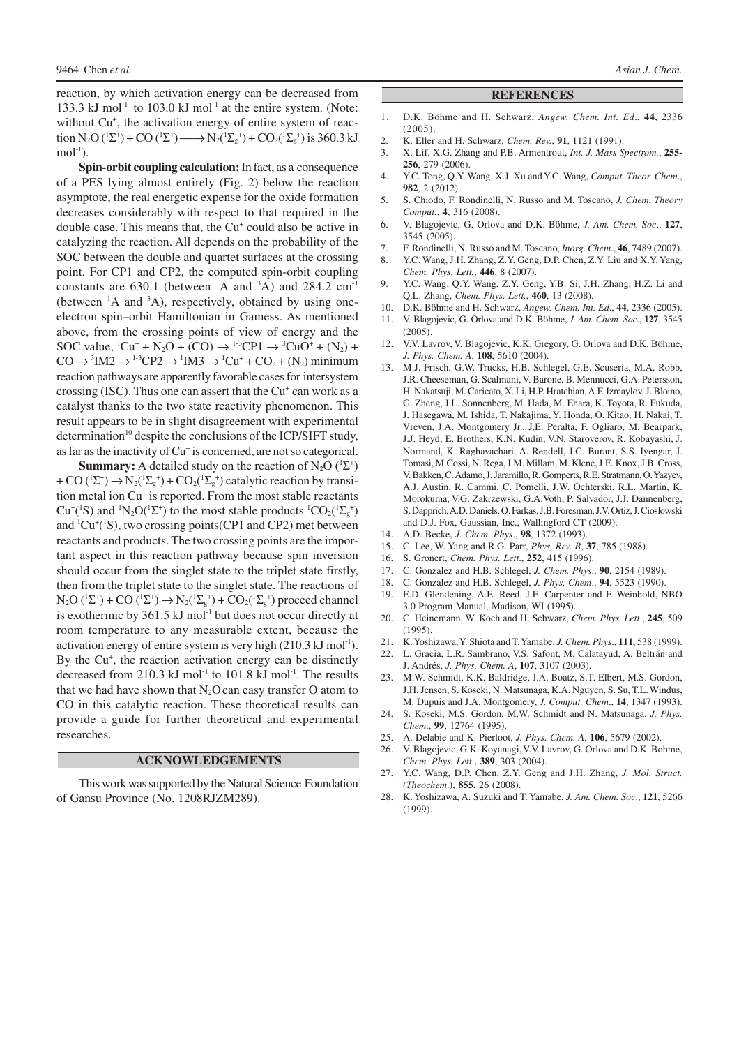reaction, by which activation energy can be decreased from 133.3 kJ $mol^{-1}$ to 103.0 kJ $mol^{-1}$ at the entire system. (Note: without $Cu^+$, the activation energy of entire system of reaction $N_2O\ (^1\Sigma^+) + CO\ (^1\Sigma^+) \longrightarrow N_2(^1\Sigma_g^+) + CO_2(^1\Sigma_g^+)$ is 360.3 kJ $mol^{-1}$).

**Spin-orbit coupling calculation:** In fact, as a consequence of a PES lying almost entirely (Fig. 2) below the reaction asymptote, the real energetic expense for the oxide formation decreases considerably with respect to that required in the double case. This means that, the $Cu^+$ could also be active in catalyzing the reaction. All depends on the probability of the SOC between the double and quartet surfaces at the crossing point. For CP1 and CP2, the computed spin-orbit coupling constants are 630.1 (between $^1A$ and $^3A$) and 284.2 $cm^{-1}$ (between $^1A$ and $^3A$), respectively, obtained by using one-electron spin–orbit Hamiltonian in Gamess. As mentioned above, from the crossing points of view of energy and the SOC value, $^1Cu^+ + N_2O + (CO) \rightarrow {}^{1\text{-}3}CP1 \rightarrow {}^3CuO^+ + (N_2) + CO \rightarrow {}^3IM2 \rightarrow {}^{1\text{-}3}CP2 \rightarrow {}^1IM3 \rightarrow {}^1Cu^+ + CO_2 + (N_2)$ minimum reaction pathways are apparently favorable cases for intersystem crossing (ISC). Thus one can assert that the $Cu^+$ can work as a catalyst thanks to the two state reactivity phenomenon. This result appears to be in slight disagreement with experimental determination[10] despite the conclusions of the ICP/SIFT study, as far as the inactivity of $Cu^+$ is concerned, are not so categorical.

**Summary:** A detailed study on the reaction of $N_2O\ (^1\Sigma^+) + CO\ (^1\Sigma^+) \rightarrow N_2(^1\Sigma_g^+) + CO_2(^1\Sigma_g^+)$ catalytic reaction by transition metal ion $Cu^+$ is reported. From the most stable reactants $Cu^+(^1S)$ and $^1N_2O(^1\Sigma^+)$ to the most stable products $^1CO_2(^1\Sigma_g^+)$ and $^1Cu^+(^1S)$, two crossing points(CP1 and CP2) met between reactants and products. The two crossing points are the important aspect in this reaction pathway because spin inversion should occur from the singlet state to the triplet state firstly, then from the triplet state to the singlet state. The reactions of $N_2O\ (^1\Sigma^+) + CO\ (^1\Sigma^+) \rightarrow N_2(^1\Sigma_g^+) + CO_2(^1\Sigma_g^+)$ proceed channel is exothermic by 361.5 kJ $mol^{-1}$ but does not occur directly at room temperature to any measurable extent, because the activation energy of entire system is very high (210.3 kJ $mol^{-1}$). By the $Cu^+$, the reaction activation energy can be distinctly decreased from 210.3 kJ $mol^{-1}$ to 101.8 kJ $mol^{-1}$. The results that we had have shown that $N_2O$ can easy transfer O atom to CO in this catalytic reaction. These theoretical results can provide a guide for further theoretical and experimental researches.

## ACKNOWLEDGEMENTS

This work was supported by the Natural Science Foundation of Gansu Province (No. 1208RJZM289).

## REFERENCES

1. D.K. Böhme and H. Schwarz, *Angew. Chem. Int. Ed*., **44**, 2336 (2005).
2. K. Eller and H. Schwarz, *Chem. Rev.*, **91**, 1121 (1991).
3. X. Lif, X.G. Zhang and P.B. Armentrout, *Int. J. Mass Spectrom.*, **255-256**, 279 (2006).
4. Y.C. Tong, Q.Y. Wang, X.J. Xu and Y.C. Wang, *Comput. Theor. Chem*., **982**, 2 (2012).
5. S. Chiodo, F. Rondinelli, N. Russo and M. Toscano, *J. Chem. Theory Comput*., **4**, 316 (2008).
6. V. Blagojevic, G. Orlova and D.K. Böhme, *J. Am. Chem. Soc*., **127**, 3545 (2005).
7. F. Rondinelli, N. Russo and M. Toscano, *Inorg. Chem*., **46**, 7489 (2007).
8. Y.C. Wang, J.H. Zhang, Z.Y. Geng, D.P. Chen, Z.Y. Liu and X.Y. Yang, *Chem. Phys. Lett.*, **446**, 8 (2007).
9. Y.C. Wang, Q.Y. Wang, Z.Y. Geng, Y.B. Si, J.H. Zhang, H.Z. Li and Q.L. Zhang, *Chem. Phys. Lett.*, **460**, 13 (2008).
10. D.K. Böhme and H. Schwarz, *Angew. Chem. Int. Ed*., **44**, 2336 (2005).
11. V. Blagojevic, G. Orlova and D.K. Böhme, *J. Am. Chem. Soc*., **127**, 3545 (2005).
12. V.V. Lavrov, V. Blagojevic, K.K. Gregory, G. Orlova and D.K. Böhme, *J. Phys. Chem. A*, **108**, 5610 (2004).
13. M.J. Frisch, G.W. Trucks, H.B. Schlegel, G.E. Scuseria, M.A. Robb, J.R. Cheeseman, G. Scalmani, V. Barone, B. Mennucci, G.A. Petersson, H. Nakatsuji, M. Caricato, X. Li, H.P. Hratchian, A.F. Izmaylov, J. Bloino, G. Zheng, J.L. Sonnenberg, M. Hada, M. Ehara, K. Toyota, R. Fukuda, J. Hasegawa, M. Ishida, T. Nakajima, Y. Honda, O. Kitao, H. Nakai, T. Vreven, J.A. Montgomery Jr., J.E. Peralta, F. Ogliaro, M. Bearpark, J.J. Heyd, E. Brothers, K.N. Kudin, V.N. Staroverov, R. Kobayashi, J. Normand, K. Raghavachari, A. Rendell, J.C. Burant, S.S. Iyengar, J. Tomasi, M. Cossi, N. Rega, J.M. Millam, M. Klene, J.E. Knox, J.B. Cross, V. Bakken, C. Adamo, J. Jaramillo, R. Gomperts, R.E. Stratmann, O. Yazyev, A.J. Austin, R. Cammi, C. Pomelli, J.W. Ochterski, R.L. Martin, K. Morokuma, V.G. Zakrzewski, G.A. Voth, P. Salvador, J.J. Dannenberg, S. Dapprich, A.D. Daniels, O. Farkas, J.B. Foresman, J.V. Ortiz, J. Cioslowski and D.J. Fox, Gaussian, Inc., Wallingford CT (2009).
14. A.D. Becke, *J. Chem. Phys*., **98**, 1372 (1993).
15. C. Lee, W. Yang and R.G. Parr, *Phys. Rev. B*, **37**, 785 (1988).
16. S. Gronert, *Chem. Phys. Lett*., **252**, 415 (1996).
17. C. Gonzalez and H.B. Schlegel, *J. Chem. Phys*., **90**, 2154 (1989).
18. C. Gonzalez and H.B. Schlegel, *J. Phys. Chem*., **94**, 5523 (1990).
19. E.D. Glendening, A.E. Reed, J.E. Carpenter and F. Weinhold, NBO 3.0 Program Manual, Madison, WI (1995).
20. C. Heinemann, W. Koch and H. Schwarz, *Chem. Phys. Lett*., **245**, 509 (1995).
21. K. Yoshizawa, Y. Shiota and T. Yamabe, *J. Chem. Phys*., **111**, 538 (1999).
22. L. Gracia, L.R. Sambrano, V.S. Safont, M. Calatayud, A. Beltrán and J. Andrés, *J. Phys. Chem. A*, **107**, 3107 (2003).
23. M.W. Schmidt, K.K. Baldridge, J.A. Boatz, S.T. Elbert, M.S. Gordon, J.H. Jensen, S. Koseki, N. Matsunaga, K.A. Nguyen, S. Su, T.L. Windus, M. Dupuis and J.A. Montgomery, *J. Comput. Chem*., **14**, 1347 (1993).
24. S. Koseki, M.S. Gordon, M.W. Schmidt and N. Matsunaga, *J. Phys. Chem*., **99**, 12764 (1995).
25. A. Delabie and K. Pierloot, *J. Phys. Chem. A*, **106**, 5679 (2002).
26. V. Blagojevic, G.K. Koyanagi, V.V. Lavrov, G. Orlova and D.K. Bohme, *Chem. Phys. Lett*., **389**, 303 (2004).
27. Y.C. Wang, D.P. Chen, Z.Y. Geng and J.H. Zhang, *J. Mol. Struct. (Theochem.)*, **855**, 26 (2008).
28. K. Yoshizawa, A. Suzuki and T. Yamabe, *J. Am. Chem. Soc*., **121**, 5266 (1999).